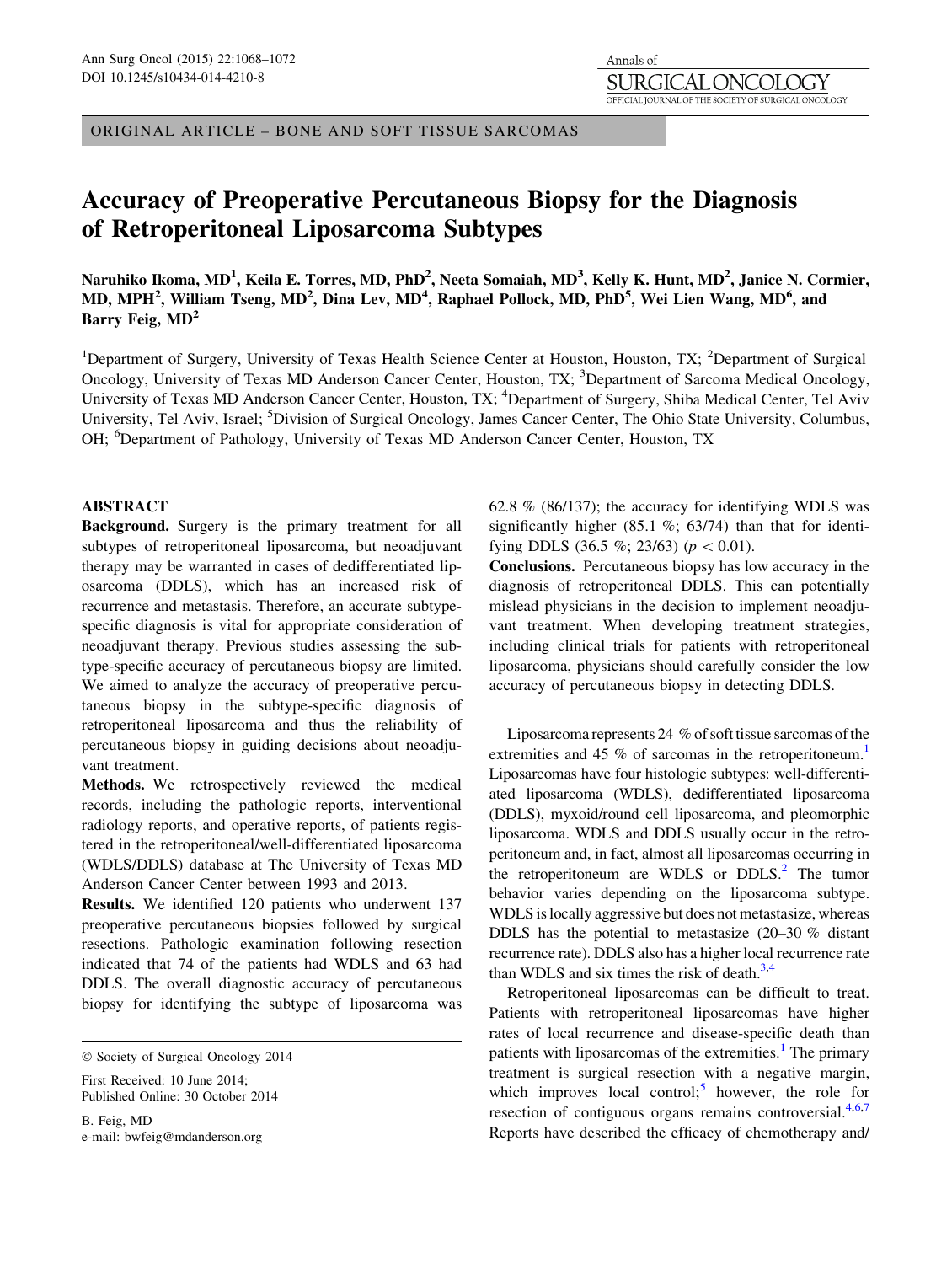ORIGINAL ARTICLE – BONE AND SOFT TISSUE SARCOMAS

# Accuracy of Preoperative Percutaneous Biopsy for the Diagnosis of Retroperitoneal Liposarcoma Subtypes

**Naruhiko Ikoma, MD[1], Keila E. Torres, MD, PhD[2], Neeta Somaiah, MD[3], Kelly K. Hunt, MD[2], Janice N. Cormier, MD, MPH[2], William Tseng, MD[2], Dina Lev, MD[4], Raphael Pollock, MD, PhD[5], Wei Lien Wang, MD[6], and Barry Feig, MD[2]**

[1]Department of Surgery, University of Texas Health Science Center at Houston, Houston, TX; [2]Department of Surgical Oncology, University of Texas MD Anderson Cancer Center, Houston, TX; [3]Department of Sarcoma Medical Oncology, University of Texas MD Anderson Cancer Center, Houston, TX; [4]Department of Surgery, Shiba Medical Center, Tel Aviv University, Tel Aviv, Israel; [5]Division of Surgical Oncology, James Cancer Center, The Ohio State University, Columbus, OH; [6]Department of Pathology, University of Texas MD Anderson Cancer Center, Houston, TX

## ABSTRACT

**Background.** Surgery is the primary treatment for all subtypes of retroperitoneal liposarcoma, but neoadjuvant therapy may be warranted in cases of dedifferentiated liposarcoma (DDLS), which has an increased risk of recurrence and metastasis. Therefore, an accurate subtype-specific diagnosis is vital for appropriate consideration of neoadjuvant therapy. Previous studies assessing the subtype-specific accuracy of percutaneous biopsy are limited. We aimed to analyze the accuracy of preoperative percutaneous biopsy in the subtype-specific diagnosis of retroperitoneal liposarcoma and thus the reliability of percutaneous biopsy in guiding decisions about neoadjuvant treatment.

**Methods.** We retrospectively reviewed the medical records, including the pathologic reports, interventional radiology reports, and operative reports, of patients registered in the retroperitoneal/well-differentiated liposarcoma (WDLS/DDLS) database at The University of Texas MD Anderson Cancer Center between 1993 and 2013.

**Results.** We identified 120 patients who underwent 137 preoperative percutaneous biopsies followed by surgical resections. Pathologic examination following resection indicated that 74 of the patients had WDLS and 63 had DDLS. The overall diagnostic accuracy of percutaneous biopsy for identifying the subtype of liposarcoma was 62.8 % (86/137); the accuracy for identifying WDLS was significantly higher (85.1 %; 63/74) than that for identifying DDLS (36.5 %; 23/63) ($p < 0.01$).

**Conclusions.** Percutaneous biopsy has low accuracy in the diagnosis of retroperitoneal DDLS. This can potentially mislead physicians in the decision to implement neoadjuvant treatment. When developing treatment strategies, including clinical trials for patients with retroperitoneal liposarcoma, physicians should carefully consider the low accuracy of percutaneous biopsy in detecting DDLS.

© Society of Surgical Oncology 2014

First Received: 10 June 2014;
Published Online: 30 October 2014

B. Feig, MD
e-mail: bwfeig@mdanderson.org

Liposarcoma represents 24 % of soft tissue sarcomas of the extremities and 45 % of sarcomas in the retroperitoneum.[1] Liposarcomas have four histologic subtypes: well-differentiated liposarcoma (WDLS), dedifferentiated liposarcoma (DDLS), myxoid/round cell liposarcoma, and pleomorphic liposarcoma. WDLS and DDLS usually occur in the retroperitoneum and, in fact, almost all liposarcomas occurring in the retroperitoneum are WDLS or DDLS.[2] The tumor behavior varies depending on the liposarcoma subtype. WDLS is locally aggressive but does not metastasize, whereas DDLS has the potential to metastasize (20–30 % distant recurrence rate). DDLS also has a higher local recurrence rate than WDLS and six times the risk of death.[3,4]

Retroperitoneal liposarcomas can be difficult to treat. Patients with retroperitoneal liposarcomas have higher rates of local recurrence and disease-specific death than patients with liposarcomas of the extremities.[1] The primary treatment is surgical resection with a negative margin, which improves local control;[5] however, the role for resection of contiguous organs remains controversial.[4,6,7] Reports have described the efficacy of chemotherapy and/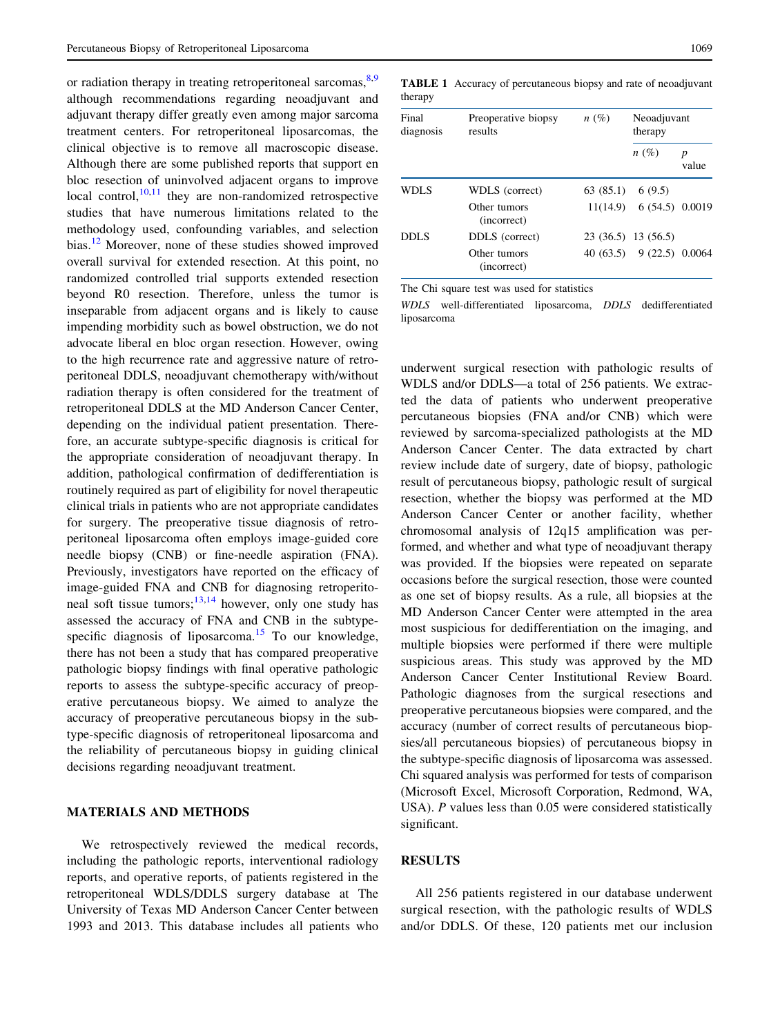or radiation therapy in treating retroperitoneal sarcomas,[8,9] although recommendations regarding neoadjuvant and adjuvant therapy differ greatly even among major sarcoma treatment centers. For retroperitoneal liposarcomas, the clinical objective is to remove all macroscopic disease. Although there are some published reports that support en bloc resection of uninvolved adjacent organs to improve local control,[10,11] they are non-randomized retrospective studies that have numerous limitations related to the methodology used, confounding variables, and selection bias.[12] Moreover, none of these studies showed improved overall survival for extended resection. At this point, no randomized controlled trial supports extended resection beyond R0 resection. Therefore, unless the tumor is inseparable from adjacent organs and is likely to cause impending morbidity such as bowel obstruction, we do not advocate liberal en bloc organ resection. However, owing to the high recurrence rate and aggressive nature of retroperitoneal DDLS, neoadjuvant chemotherapy with/without radiation therapy is often considered for the treatment of retroperitoneal DDLS at the MD Anderson Cancer Center, depending on the individual patient presentation. Therefore, an accurate subtype-specific diagnosis is critical for the appropriate consideration of neoadjuvant therapy. In addition, pathological confirmation of dedifferentiation is routinely required as part of eligibility for novel therapeutic clinical trials in patients who are not appropriate candidates for surgery. The preoperative tissue diagnosis of retroperitoneal liposarcoma often employs image-guided core needle biopsy (CNB) or fine-needle aspiration (FNA). Previously, investigators have reported on the efficacy of image-guided FNA and CNB for diagnosing retroperitoneal soft tissue tumors;[13,14] however, only one study has assessed the accuracy of FNA and CNB in the subtype-specific diagnosis of liposarcoma.[15] To our knowledge, there has not been a study that has compared preoperative pathologic biopsy findings with final operative pathologic reports to assess the subtype-specific accuracy of preoperative percutaneous biopsy. We aimed to analyze the accuracy of preoperative percutaneous biopsy in the subtype-specific diagnosis of retroperitoneal liposarcoma and the reliability of percutaneous biopsy in guiding clinical decisions regarding neoadjuvant treatment.

## MATERIALS AND METHODS

We retrospectively reviewed the medical records, including the pathologic reports, interventional radiology reports, and operative reports, of patients registered in the retroperitoneal WDLS/DDLS surgery database at The University of Texas MD Anderson Cancer Center between 1993 and 2013. This database includes all patients who underwent surgical resection with pathologic results of WDLS and/or DDLS—a total of 256 patients. We extracted the data of patients who underwent preoperative percutaneous biopsies (FNA and/or CNB) which were reviewed by sarcoma-specialized pathologists at the MD Anderson Cancer Center. The data extracted by chart review include date of surgery, date of biopsy, pathologic result of percutaneous biopsy, pathologic result of surgical resection, whether the biopsy was performed at the MD Anderson Cancer Center or another facility, whether chromosomal analysis of 12q15 amplification was performed, and whether and what type of neoadjuvant therapy was provided. If the biopsies were repeated on separate occasions before the surgical resection, those were counted as one set of biopsy results. As a rule, all biopsies at the MD Anderson Cancer Center were attempted in the area most suspicious for dedifferentiation on the imaging, and multiple biopsies were performed if there were multiple suspicious areas. This study was approved by the MD Anderson Cancer Center Institutional Review Board. Pathologic diagnoses from the surgical resections and preoperative percutaneous biopsies were compared, and the accuracy (number of correct results of percutaneous biopsies/all percutaneous biopsies) of percutaneous biopsy in the subtype-specific diagnosis of liposarcoma was assessed. Chi squared analysis was performed for tests of comparison (Microsoft Excel, Microsoft Corporation, Redmond, WA, USA). *P* values less than 0.05 were considered statistically significant.

**TABLE 1** Accuracy of percutaneous biopsy and rate of neoadjuvant therapy

| Final diagnosis | Preoperative biopsy results | *n* (%) | Neoadjuvant therapy | |
|---|---|---|---|---|
| | | | *n* (%) | *p* value |
| WDLS | WDLS (correct) | 63 (85.1) | 6 (9.5) | |
| | Other tumors (incorrect) | 11(14.9) | 6 (54.5) | 0.0019 |
| DDLS | DDLS (correct) | 23 (36.5) | 13 (56.5) | |
| | Other tumors (incorrect) | 40 (63.5) | 9 (22.5) | 0.0064 |

The Chi square test was used for statistics

*WDLS* well-differentiated liposarcoma, *DDLS* dedifferentiated liposarcoma

## RESULTS

All 256 patients registered in our database underwent surgical resection, with the pathologic results of WDLS and/or DDLS. Of these, 120 patients met our inclusion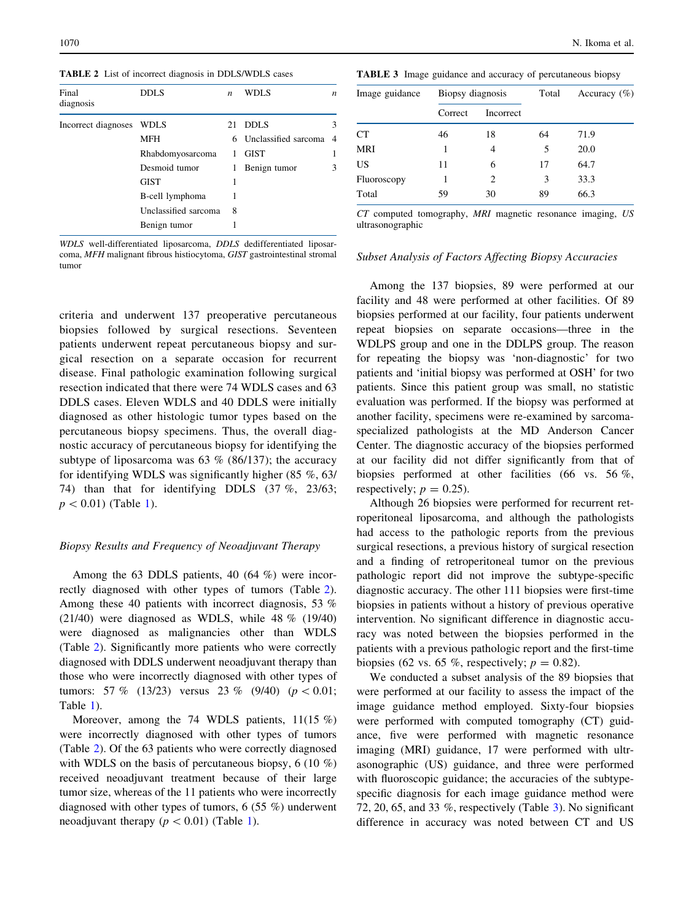**TABLE 2** List of incorrect diagnosis in DDLS/WDLS cases

| Final diagnosis | DDLS | *n* | WDLS | *n* |
|---|---|---|---|---|
| Incorrect diagnoses | WDLS | 21 | DDLS | 3 |
| | MFH | 6 | Unclassified sarcoma | 4 |
| | Rhabdomyosarcoma | 1 | GIST | 1 |
| | Desmoid tumor | 1 | Benign tumor | 3 |
| | GIST | 1 | | |
| | B-cell lymphoma | 1 | | |
| | Unclassified sarcoma | 8 | | |
| | Benign tumor | 1 | | |

*WDLS* well-differentiated liposarcoma, *DDLS* dedifferentiated liposarcoma, *MFH* malignant fibrous histiocytoma, *GIST* gastrointestinal stromal tumor

criteria and underwent 137 preoperative percutaneous biopsies followed by surgical resections. Seventeen patients underwent repeat percutaneous biopsy and surgical resection on a separate occasion for recurrent disease. Final pathologic examination following surgical resection indicated that there were 74 WDLS cases and 63 DDLS cases. Eleven WDLS and 40 DDLS were initially diagnosed as other histologic tumor types based on the percutaneous biopsy specimens. Thus, the overall diagnostic accuracy of percutaneous biopsy for identifying the subtype of liposarcoma was 63 % (86/137); the accuracy for identifying WDLS was significantly higher (85 %, 63/74) than that for identifying DDLS (37 %, 23/63; $p < 0.01$) (Table 1).

### Biopsy Results and Frequency of Neoadjuvant Therapy

Among the 63 DDLS patients, 40 (64 %) were incorrectly diagnosed with other types of tumors (Table 2). Among these 40 patients with incorrect diagnosis, 53 % (21/40) were diagnosed as WDLS, while 48 % (19/40) were diagnosed as malignancies other than WDLS (Table 2). Significantly more patients who were correctly diagnosed with DDLS underwent neoadjuvant therapy than those who were incorrectly diagnosed with other types of tumors: 57 % (13/23) versus 23 % (9/40) ($p < 0.01$; Table 1).

Moreover, among the 74 WDLS patients, 11(15 %) were incorrectly diagnosed with other types of tumors (Table 2). Of the 63 patients who were correctly diagnosed with WDLS on the basis of percutaneous biopsy, 6 (10 %) received neoadjuvant treatment because of their large tumor size, whereas of the 11 patients who were incorrectly diagnosed with other types of tumors, 6 (55 %) underwent neoadjuvant therapy ($p < 0.01$) (Table 1).

**TABLE 3** Image guidance and accuracy of percutaneous biopsy

| Image guidance | Biopsy diagnosis | | Total | Accuracy (%) |
|---|---|---|---|---|
| | Correct | Incorrect | | |
| CT | 46 | 18 | 64 | 71.9 |
| MRI | 1 | 4 | 5 | 20.0 |
| US | 11 | 6 | 17 | 64.7 |
| Fluoroscopy | 1 | 2 | 3 | 33.3 |
| Total | 59 | 30 | 89 | 66.3 |

*CT* computed tomography, *MRI* magnetic resonance imaging, *US* ultrasonographic

### Subset Analysis of Factors Affecting Biopsy Accuracies

Among the 137 biopsies, 89 were performed at our facility and 48 were performed at other facilities. Of 89 biopsies performed at our facility, four patients underwent repeat biopsies on separate occasions—three in the WDLPS group and one in the DDLPS group. The reason for repeating the biopsy was 'non-diagnostic' for two patients and 'initial biopsy was performed at OSH' for two patients. Since this patient group was small, no statistic evaluation was performed. If the biopsy was performed at another facility, specimens were re-examined by sarcoma-specialized pathologists at the MD Anderson Cancer Center. The diagnostic accuracy of the biopsies performed at our facility did not differ significantly from that of biopsies performed at other facilities (66 vs. 56 %, respectively; $p = 0.25$).

Although 26 biopsies were performed for recurrent retroperitoneal liposarcoma, and although the pathologists had access to the pathologic reports from the previous surgical resections, a previous history of surgical resection and a finding of retroperitoneal tumor on the previous pathologic report did not improve the subtype-specific diagnostic accuracy. The other 111 biopsies were first-time biopsies in patients without a history of previous operative intervention. No significant difference in diagnostic accuracy was noted between the biopsies performed in the patients with a previous pathologic report and the first-time biopsies (62 vs. 65 %, respectively; $p = 0.82$).

We conducted a subset analysis of the 89 biopsies that were performed at our facility to assess the impact of the image guidance method employed. Sixty-four biopsies were performed with computed tomography (CT) guidance, five were performed with magnetic resonance imaging (MRI) guidance, 17 were performed with ultrasonographic (US) guidance, and three were performed with fluoroscopic guidance; the accuracies of the subtype-specific diagnosis for each image guidance method were 72, 20, 65, and 33 %, respectively (Table 3). No significant difference in accuracy was noted between CT and US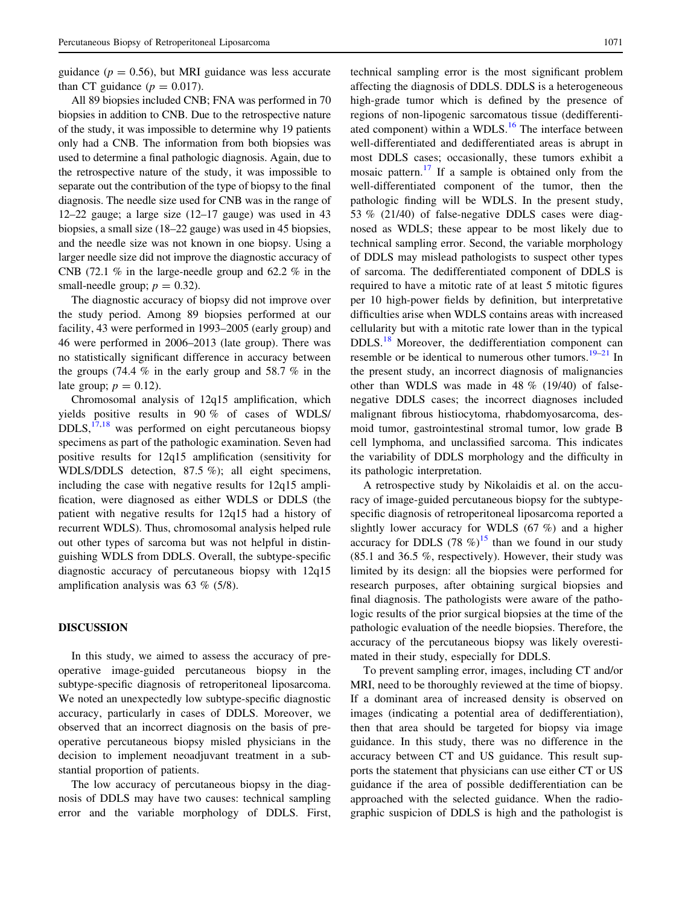guidance ($p = 0.56$), but MRI guidance was less accurate than CT guidance ($p = 0.017$).

All 89 biopsies included CNB; FNA was performed in 70 biopsies in addition to CNB. Due to the retrospective nature of the study, it was impossible to determine why 19 patients only had a CNB. The information from both biopsies was used to determine a final pathologic diagnosis. Again, due to the retrospective nature of the study, it was impossible to separate out the contribution of the type of biopsy to the final diagnosis. The needle size used for CNB was in the range of 12–22 gauge; a large size (12–17 gauge) was used in 43 biopsies, a small size (18–22 gauge) was used in 45 biopsies, and the needle size was not known in one biopsy. Using a larger needle size did not improve the diagnostic accuracy of CNB (72.1 % in the large-needle group and 62.2 % in the small-needle group; $p = 0.32$).

The diagnostic accuracy of biopsy did not improve over the study period. Among 89 biopsies performed at our facility, 43 were performed in 1993–2005 (early group) and 46 were performed in 2006–2013 (late group). There was no statistically significant difference in accuracy between the groups (74.4 % in the early group and 58.7 % in the late group; $p = 0.12$).

Chromosomal analysis of 12q15 amplification, which yields positive results in 90 % of cases of WDLS/DDLS,[17,18] was performed on eight percutaneous biopsy specimens as part of the pathologic examination. Seven had positive results for 12q15 amplification (sensitivity for WDLS/DDLS detection, 87.5 %); all eight specimens, including the case with negative results for 12q15 amplification, were diagnosed as either WDLS or DDLS (the patient with negative results for 12q15 had a history of recurrent WDLS). Thus, chromosomal analysis helped rule out other types of sarcoma but was not helpful in distinguishing WDLS from DDLS. Overall, the subtype-specific diagnostic accuracy of percutaneous biopsy with 12q15 amplification analysis was 63 % (5/8).

## DISCUSSION

In this study, we aimed to assess the accuracy of preoperative image-guided percutaneous biopsy in the subtype-specific diagnosis of retroperitoneal liposarcoma. We noted an unexpectedly low subtype-specific diagnostic accuracy, particularly in cases of DDLS. Moreover, we observed that an incorrect diagnosis on the basis of preoperative percutaneous biopsy misled physicians in the decision to implement neoadjuvant treatment in a substantial proportion of patients.

The low accuracy of percutaneous biopsy in the diagnosis of DDLS may have two causes: technical sampling error and the variable morphology of DDLS. First, technical sampling error is the most significant problem affecting the diagnosis of DDLS. DDLS is a heterogeneous high-grade tumor which is defined by the presence of regions of non-lipogenic sarcomatous tissue (dedifferentiated component) within a WDLS.[16] The interface between well-differentiated and dedifferentiated areas is abrupt in most DDLS cases; occasionally, these tumors exhibit a mosaic pattern.[17] If a sample is obtained only from the well-differentiated component of the tumor, then the pathologic finding will be WDLS. In the present study, 53 % (21/40) of false-negative DDLS cases were diagnosed as WDLS; these appear to be most likely due to technical sampling error. Second, the variable morphology of DDLS may mislead pathologists to suspect other types of sarcoma. The dedifferentiated component of DDLS is required to have a mitotic rate of at least 5 mitotic figures per 10 high-power fields by definition, but interpretative difficulties arise when WDLS contains areas with increased cellularity but with a mitotic rate lower than in the typical DDLS.[18] Moreover, the dedifferentiation component can resemble or be identical to numerous other tumors.[19–21] In the present study, an incorrect diagnosis of malignancies other than WDLS was made in 48 % (19/40) of false-negative DDLS cases; the incorrect diagnoses included malignant fibrous histiocytoma, rhabdomyosarcoma, desmoid tumor, gastrointestinal stromal tumor, low grade B cell lymphoma, and unclassified sarcoma. This indicates the variability of DDLS morphology and the difficulty in its pathologic interpretation.

A retrospective study by Nikolaidis et al. on the accuracy of image-guided percutaneous biopsy for the subtype-specific diagnosis of retroperitoneal liposarcoma reported a slightly lower accuracy for WDLS (67 %) and a higher accuracy for DDLS (78 %)[15] than we found in our study (85.1 and 36.5 %, respectively). However, their study was limited by its design: all the biopsies were performed for research purposes, after obtaining surgical biopsies and final diagnosis. The pathologists were aware of the pathologic results of the prior surgical biopsies at the time of the pathologic evaluation of the needle biopsies. Therefore, the accuracy of the percutaneous biopsy was likely overestimated in their study, especially for DDLS.

To prevent sampling error, images, including CT and/or MRI, need to be thoroughly reviewed at the time of biopsy. If a dominant area of increased density is observed on images (indicating a potential area of dedifferentiation), then that area should be targeted for biopsy via image guidance. In this study, there was no difference in the accuracy between CT and US guidance. This result supports the statement that physicians can use either CT or US guidance if the area of possible dedifferentiation can be approached with the selected guidance. When the radiographic suspicion of DDLS is high and the pathologist is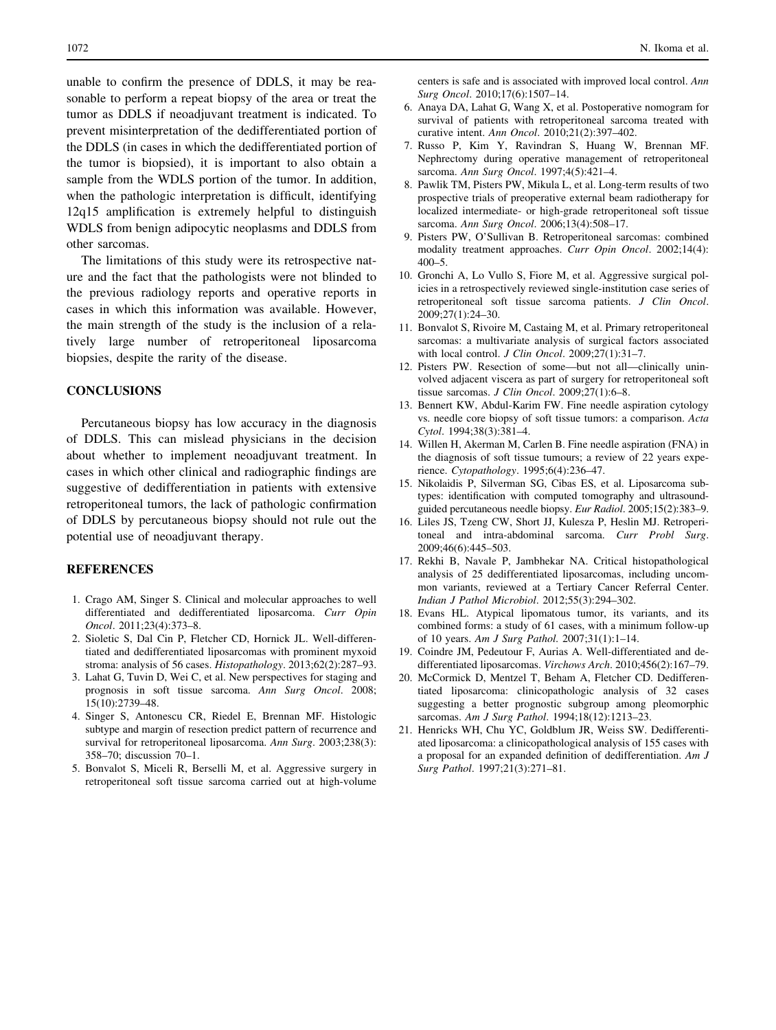unable to confirm the presence of DDLS, it may be reasonable to perform a repeat biopsy of the area or treat the tumor as DDLS if neoadjuvant treatment is indicated. To prevent misinterpretation of the dedifferentiated portion of the DDLS (in cases in which the dedifferentiated portion of the tumor is biopsied), it is important to also obtain a sample from the WDLS portion of the tumor. In addition, when the pathologic interpretation is difficult, identifying 12q15 amplification is extremely helpful to distinguish WDLS from benign adipocytic neoplasms and DDLS from other sarcomas.

The limitations of this study were its retrospective nature and the fact that the pathologists were not blinded to the previous radiology reports and operative reports in cases in which this information was available. However, the main strength of the study is the inclusion of a relatively large number of retroperitoneal liposarcoma biopsies, despite the rarity of the disease.

## CONCLUSIONS

Percutaneous biopsy has low accuracy in the diagnosis of DDLS. This can mislead physicians in the decision about whether to implement neoadjuvant treatment. In cases in which other clinical and radiographic findings are suggestive of dedifferentiation in patients with extensive retroperitoneal tumors, the lack of pathologic confirmation of DDLS by percutaneous biopsy should not rule out the potential use of neoadjuvant therapy.

## REFERENCES

1. Crago AM, Singer S. Clinical and molecular approaches to well differentiated and dedifferentiated liposarcoma. *Curr Opin Oncol*. 2011;23(4):373–8.
2. Sioletic S, Dal Cin P, Fletcher CD, Hornick JL. Well-differentiated and dedifferentiated liposarcomas with prominent myxoid stroma: analysis of 56 cases. *Histopathology*. 2013;62(2):287–93.
3. Lahat G, Tuvin D, Wei C, et al. New perspectives for staging and prognosis in soft tissue sarcoma. *Ann Surg Oncol*. 2008; 15(10):2739–48.
4. Singer S, Antonescu CR, Riedel E, Brennan MF. Histologic subtype and margin of resection predict pattern of recurrence and survival for retroperitoneal liposarcoma. *Ann Surg*. 2003;238(3): 358–70; discussion 70–1.
5. Bonvalot S, Miceli R, Berselli M, et al. Aggressive surgery in retroperitoneal soft tissue sarcoma carried out at high-volume centers is safe and is associated with improved local control. *Ann Surg Oncol*. 2010;17(6):1507–14.
6. Anaya DA, Lahat G, Wang X, et al. Postoperative nomogram for survival of patients with retroperitoneal sarcoma treated with curative intent. *Ann Oncol*. 2010;21(2):397–402.
7. Russo P, Kim Y, Ravindran S, Huang W, Brennan MF. Nephrectomy during operative management of retroperitoneal sarcoma. *Ann Surg Oncol*. 1997;4(5):421–4.
8. Pawlik TM, Pisters PW, Mikula L, et al. Long-term results of two prospective trials of preoperative external beam radiotherapy for localized intermediate- or high-grade retroperitoneal soft tissue sarcoma. *Ann Surg Oncol*. 2006;13(4):508–17.
9. Pisters PW, O'Sullivan B. Retroperitoneal sarcomas: combined modality treatment approaches. *Curr Opin Oncol*. 2002;14(4): 400–5.
10. Gronchi A, Lo Vullo S, Fiore M, et al. Aggressive surgical policies in a retrospectively reviewed single-institution case series of retroperitoneal soft tissue sarcoma patients. *J Clin Oncol*. 2009;27(1):24–30.
11. Bonvalot S, Rivoire M, Castaing M, et al. Primary retroperitoneal sarcomas: a multivariate analysis of surgical factors associated with local control. *J Clin Oncol*. 2009;27(1):31–7.
12. Pisters PW. Resection of some—but not all—clinically uninvolved adjacent viscera as part of surgery for retroperitoneal soft tissue sarcomas. *J Clin Oncol*. 2009;27(1):6–8.
13. Bennert KW, Abdul-Karim FW. Fine needle aspiration cytology vs. needle core biopsy of soft tissue tumors: a comparison. *Acta Cytol*. 1994;38(3):381–4.
14. Willen H, Akerman M, Carlen B. Fine needle aspiration (FNA) in the diagnosis of soft tissue tumours; a review of 22 years experience. *Cytopathology*. 1995;6(4):236–47.
15. Nikolaidis P, Silverman SG, Cibas ES, et al. Liposarcoma subtypes: identification with computed tomography and ultrasound-guided percutaneous needle biopsy. *Eur Radiol*. 2005;15(2):383–9.
16. Liles JS, Tzeng CW, Short JJ, Kulesza P, Heslin MJ. Retroperitoneal and intra-abdominal sarcoma. *Curr Probl Surg*. 2009;46(6):445–503.
17. Rekhi B, Navale P, Jambhekar NA. Critical histopathological analysis of 25 dedifferentiated liposarcomas, including uncommon variants, reviewed at a Tertiary Cancer Referral Center. *Indian J Pathol Microbiol*. 2012;55(3):294–302.
18. Evans HL. Atypical lipomatous tumor, its variants, and its combined forms: a study of 61 cases, with a minimum follow-up of 10 years. *Am J Surg Pathol*. 2007;31(1):1–14.
19. Coindre JM, Pedeutour F, Aurias A. Well-differentiated and dedifferentiated liposarcomas. *Virchows Arch*. 2010;456(2):167–79.
20. McCormick D, Mentzel T, Beham A, Fletcher CD. Dedifferentiated liposarcoma: clinicopathologic analysis of 32 cases suggesting a better prognostic subgroup among pleomorphic sarcomas. *Am J Surg Pathol*. 1994;18(12):1213–23.
21. Henricks WH, Chu YC, Goldblum JR, Weiss SW. Dedifferentiated liposarcoma: a clinicopathological analysis of 155 cases with a proposal for an expanded definition of dedifferentiation. *Am J Surg Pathol*. 1997;21(3):271–81.